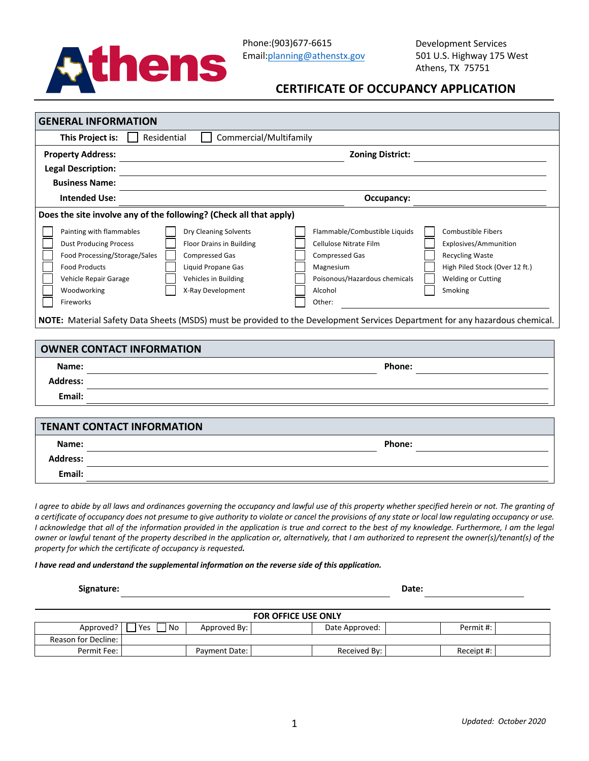Athens

Phone:(903)677-6615
Email:planning@athenstx.gov

Development Services
501 U.S. Highway 175 West
Athens, TX 75751

# CERTIFICATE OF OCCUPANCY APPLICATION

## GENERAL INFORMATION

**This Project is:** ☐ Residential ☐ Commercial/Multifamily

**Property Address:** ____________ **Zoning District:** ____________

**Legal Description:** ____________

**Business Name:** ____________

**Intended Use:** ____________ **Occupancy:** ____________

**Does the site involve any of the following? (Check all that apply)**

| | | | |
|---|---|---|---|
| ☐ Painting with flammables | ☐ Dry Cleaning Solvents | ☐ Flammable/Combustible Liquids | ☐ Combustible Fibers |
| ☐ Dust Producing Process | ☐ Floor Drains in Building | ☐ Cellulose Nitrate Film | ☐ Explosives/Ammunition |
| ☐ Food Processing/Storage/Sales | ☐ Compressed Gas | ☐ Compressed Gas | ☐ Recycling Waste |
| ☐ Food Products | ☐ Liquid Propane Gas | ☐ Magnesium | ☐ High Piled Stock (Over 12 ft.) |
| ☐ Vehicle Repair Garage | ☐ Vehicles in Building | ☐ Poisonous/Hazardous chemicals | ☐ Welding or Cutting |
| ☐ Woodworking | ☐ X-Ray Development | ☐ Alcohol | ☐ Smoking |
| ☐ Fireworks | | ☐ Other: ____________ | |

**NOTE:** Material Safety Data Sheets (MSDS) must be provided to the Development Services Department for any hazardous chemical.

## OWNER CONTACT INFORMATION

**Name:** ____________ **Phone:** ____________

**Address:** ____________

**Email:** ____________

## TENANT CONTACT INFORMATION

**Name:** ____________ **Phone:** ____________

**Address:** ____________

**Email:** ____________

*I agree to abide by all laws and ordinances governing the occupancy and lawful use of this property whether specified herein or not. The granting of a certificate of occupancy does not presume to give authority to violate or cancel the provisions of any state or local law regulating occupancy or use. I acknowledge that all of the information provided in the application is true and correct to the best of my knowledge. Furthermore, I am the legal owner or lawful tenant of the property described in the application or, alternatively, that I am authorized to represent the owner(s)/tenant(s) of the property for which the certificate of occupancy is requested.*

***I have read and understand the supplemental information on the reverse side of this application.***

**Signature:** ____________ **Date:** ____________

**FOR OFFICE USE ONLY**

| Approved? | ☐ Yes ☐ No | Approved By: | | Date Approved: | | Permit #: | |
|---|---|---|---|---|---|---|---|
| Reason for Decline: | | | | | | | |
| Permit Fee: | | Payment Date: | | Received By: | | Receipt #: | |

*Updated: October 2020*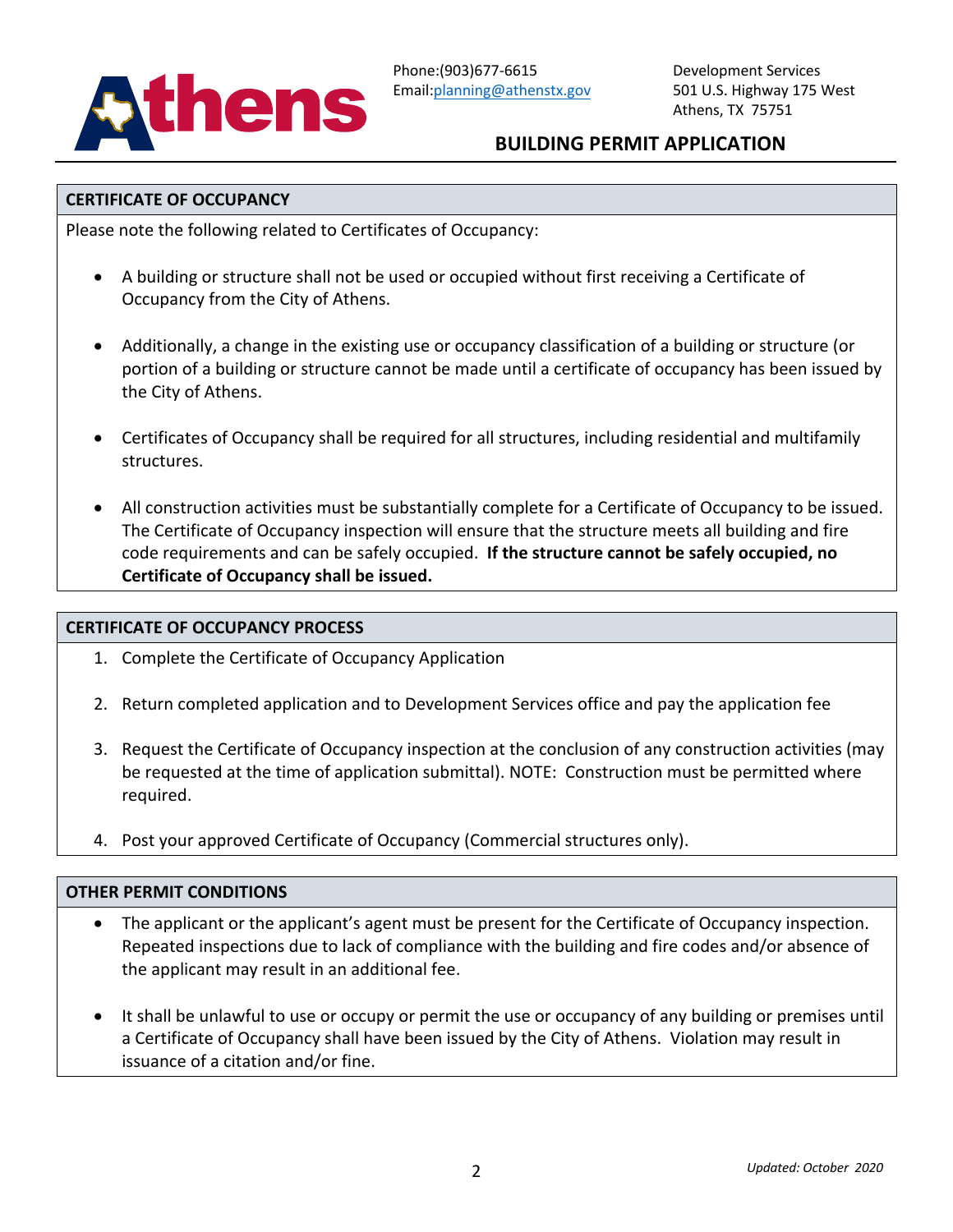Phone:(903)677-6615
Email:planning@athenstx.gov

Development Services
501 U.S. Highway 175 West
Athens, TX 75751

# BUILDING PERMIT APPLICATION

## CERTIFICATE OF OCCUPANCY

Please note the following related to Certificates of Occupancy:

- A building or structure shall not be used or occupied without first receiving a Certificate of Occupancy from the City of Athens.
- Additionally, a change in the existing use or occupancy classification of a building or structure (or portion of a building or structure cannot be made until a certificate of occupancy has been issued by the City of Athens.
- Certificates of Occupancy shall be required for all structures, including residential and multifamily structures.
- All construction activities must be substantially complete for a Certificate of Occupancy to be issued. The Certificate of Occupancy inspection will ensure that the structure meets all building and fire code requirements and can be safely occupied. **If the structure cannot be safely occupied, no Certificate of Occupancy shall be issued.**

## CERTIFICATE OF OCCUPANCY PROCESS

1. Complete the Certificate of Occupancy Application
2. Return completed application and to Development Services office and pay the application fee
3. Request the Certificate of Occupancy inspection at the conclusion of any construction activities (may be requested at the time of application submittal). NOTE: Construction must be permitted where required.
4. Post your approved Certificate of Occupancy (Commercial structures only).

## OTHER PERMIT CONDITIONS

- The applicant or the applicant's agent must be present for the Certificate of Occupancy inspection. Repeated inspections due to lack of compliance with the building and fire codes and/or absence of the applicant may result in an additional fee.
- It shall be unlawful to use or occupy or permit the use or occupancy of any building or premises until a Certificate of Occupancy shall have been issued by the City of Athens. Violation may result in issuance of a citation and/or fine.

*Updated: October 2020*